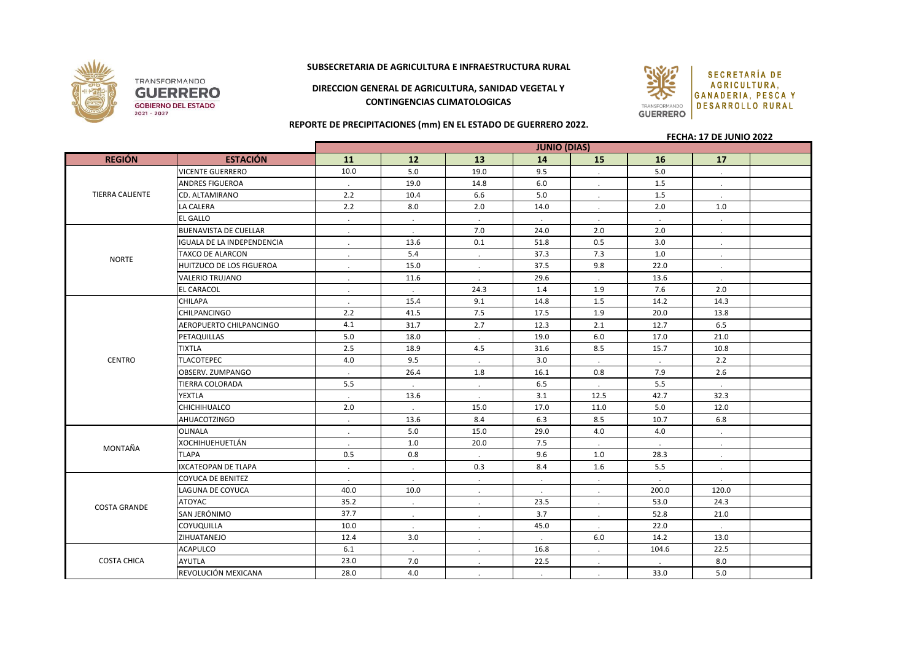**SUBSECRETARIA DE AGRICULTURA E INFRAESTRUCTURA RURAL**

**DIRECCION GENERAL DE AGRICULTURA, SANIDAD VEGETAL Y CONTINGENCIAS CLIMATOLOGICAS**

**REPORTE DE PRECIPITACIONES (mm) EN EL ESTADO DE GUERRERO 2022.**

**FECHA: 17 DE JUNIO 2022**

| REGIÓN | ESTACIÓN | JUNIO (DIAS) | | | | | | | |
|---|---|---|---|---|---|---|---|---|---|
| | | 11 | 12 | 13 | 14 | 15 | 16 | 17 | |
| TIERRA CALIENTE | VICENTE GUERRERO | 10.0 | 5.0 | 19.0 | 9.5 | . | 5.0 | . | |
| | ANDRES FIGUEROA | . | 19.0 | 14.8 | 6.0 | . | 1.5 | . | |
| | CD. ALTAMIRANO | 2.2 | 10.4 | 6.6 | 5.0 | . | 1.5 | . | |
| | LA CALERA | 2.2 | 8.0 | 2.0 | 14.0 | . | 2.0 | 1.0 | |
| | EL GALLO | . | . | . | . | . | . | . | |
| NORTE | BUENAVISTA DE CUELLAR | . | . | 7.0 | 24.0 | 2.0 | 2.0 | . | |
| | IGUALA DE LA INDEPENDENCIA | . | 13.6 | 0.1 | 51.8 | 0.5 | 3.0 | . | |
| | TAXCO DE ALARCON | . | 5.4 | . | 37.3 | 7.3 | 1.0 | . | |
| | HUITZUCO DE LOS FIGUEROA | . | 15.0 | . | 37.5 | 9.8 | 22.0 | . | |
| | VALERIO TRUJANO | . | 11.6 | . | 29.6 | . | 13.6 | . | |
| | EL CARACOL | . | . | 24.3 | 1.4 | 1.9 | 7.6 | 2.0 | |
| CENTRO | CHILAPA | . | 15.4 | 9.1 | 14.8 | 1.5 | 14.2 | 14.3 | |
| | CHILPANCINGO | 2.2 | 41.5 | 7.5 | 17.5 | 1.9 | 20.0 | 13.8 | |
| | AEROPUERTO CHILPANCINGO | 4.1 | 31.7 | 2.7 | 12.3 | 2.1 | 12.7 | 6.5 | |
| | PETAQUILLAS | 5.0 | 18.0 | . | 19.0 | 6.0 | 17.0 | 21.0 | |
| | TIXTLA | 2.5 | 18.9 | 4.5 | 31.6 | 8.5 | 15.7 | 10.8 | |
| | TLACOTEPEC | 4.0 | 9.5 | . | 3.0 | . | . | 2.2 | |
| | OBSERV. ZUMPANGO | . | 26.4 | 1.8 | 16.1 | 0.8 | 7.9 | 2.6 | |
| | TIERRA COLORADA | 5.5 | . | . | 6.5 | . | 5.5 | . | |
| | YEXTLA | . | 13.6 | . | 3.1 | 12.5 | 42.7 | 32.3 | |
| | CHICHIHUALCO | 2.0 | . | 15.0 | 17.0 | 11.0 | 5.0 | 12.0 | |
| | AHUACOTZINGO | . | 13.6 | 8.4 | 6.3 | 8.5 | 10.7 | 6.8 | |
| MONTAÑA | OLINALA | . | 5.0 | 15.0 | 29.0 | 4.0 | 4.0 | . | |
| | XOCHIHUEHUETLÁN | . | 1.0 | 20.0 | 7.5 | . | . | . | |
| | TLAPA | 0.5 | 0.8 | . | 9.6 | 1.0 | 28.3 | . | |
| | IXCATEOPAN DE TLAPA | . | . | 0.3 | 8.4 | 1.6 | 5.5 | . | |
| COSTA GRANDE | COYUCA DE BENITEZ | . | . | . | . | . | . | . | |
| | LAGUNA DE COYUCA | 40.0 | 10.0 | . | . | . | 200.0 | 120.0 | |
| | ATOYAC | 35.2 | . | . | 23.5 | . | 53.0 | 24.3 | |
| | SAN JERÓNIMO | 37.7 | . | . | 3.7 | . | 52.8 | 21.0 | |
| | COYUQUILLA | 10.0 | . | . | 45.0 | . | 22.0 | . | |
| | ZIHUATANEJO | 12.4 | 3.0 | . | . | 6.0 | 14.2 | 13.0 | |
| COSTA CHICA | ACAPULCO | 6.1 | . | . | 16.8 | . | 104.6 | 22.5 | |
| | AYUTLA | 23.0 | 7.0 | . | 22.5 | . | . | 8.0 | |
| | REVOLUCIÓN MEXICANA | 28.0 | 4.0 | . | . | . | 33.0 | 5.0 | |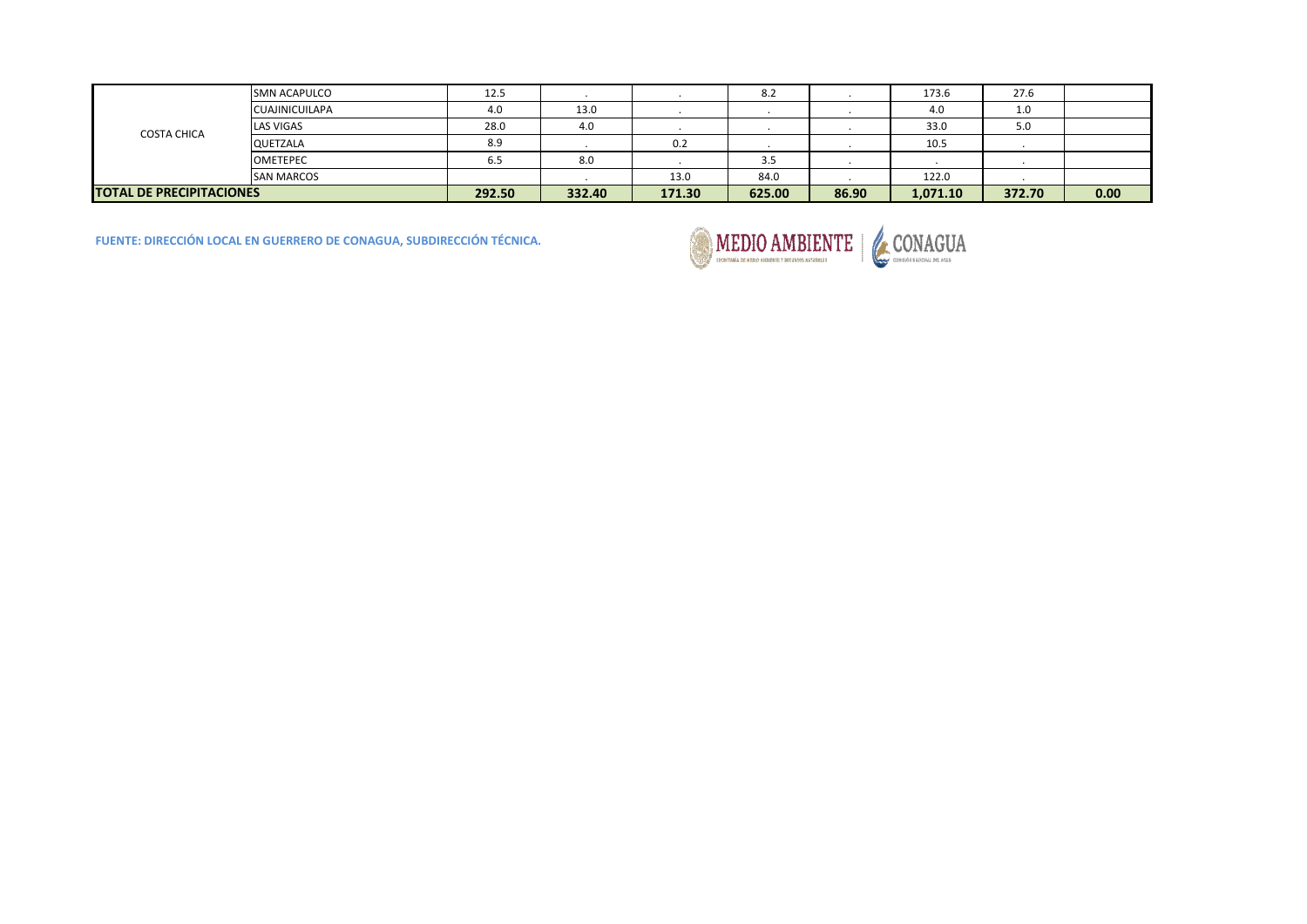| | | | | | | | | | |
|---|---|---|---|---|---|---|---|---|---|
| COSTA CHICA | SMN ACAPULCO | 12.5 | . | . | 8.2 | . | 173.6 | 27.6 | |
| | CUAJINICUILAPA | 4.0 | 13.0 | . | . | . | 4.0 | 1.0 | |
| | LAS VIGAS | 28.0 | 4.0 | . | . | . | 33.0 | 5.0 | |
| | QUETZALA | 8.9 | . | 0.2 | . | . | 10.5 | . | |
| | OMETEPEC | 6.5 | 8.0 | . | 3.5 | . | . | . | |
| | SAN MARCOS | | . | 13.0 | 84.0 | . | 122.0 | . | |
| **TOTAL DE PRECIPITACIONES** | | **292.50** | **332.40** | **171.30** | **625.00** | **86.90** | **1,071.10** | **372.70** | **0.00** |

**FUENTE: DIRECCIÓN LOCAL EN GUERRERO DE CONAGUA, SUBDIRECCIÓN TÉCNICA.**

MEDIO AMBIENTE | CONAGUA